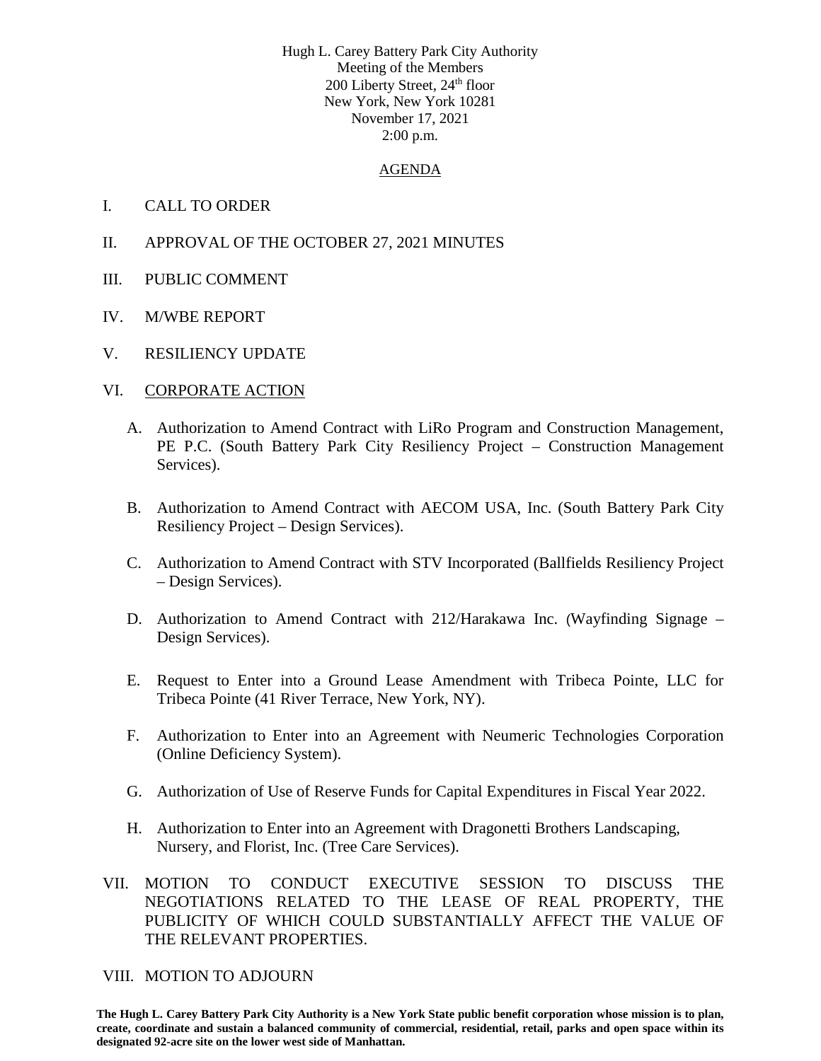Hugh L. Carey Battery Park City Authority
Meeting of the Members
200 Liberty Street, 24th floor
New York, New York 10281
November 17, 2021
2:00 p.m.

## AGENDA

I. CALL TO ORDER

II. APPROVAL OF THE OCTOBER 27, 2021 MINUTES

III. PUBLIC COMMENT

IV. M/WBE REPORT

V. RESILIENCY UPDATE

VI. CORPORATE ACTION

A. Authorization to Amend Contract with LiRo Program and Construction Management, PE P.C. (South Battery Park City Resiliency Project – Construction Management Services).

B. Authorization to Amend Contract with AECOM USA, Inc. (South Battery Park City Resiliency Project – Design Services).

C. Authorization to Amend Contract with STV Incorporated (Ballfields Resiliency Project – Design Services).

D. Authorization to Amend Contract with 212/Harakawa Inc. (Wayfinding Signage – Design Services).

E. Request to Enter into a Ground Lease Amendment with Tribeca Pointe, LLC for Tribeca Pointe (41 River Terrace, New York, NY).

F. Authorization to Enter into an Agreement with Neumeric Technologies Corporation (Online Deficiency System).

G. Authorization of Use of Reserve Funds for Capital Expenditures in Fiscal Year 2022.

H. Authorization to Enter into an Agreement with Dragonetti Brothers Landscaping, Nursery, and Florist, Inc. (Tree Care Services).

VII. MOTION TO CONDUCT EXECUTIVE SESSION TO DISCUSS THE NEGOTIATIONS RELATED TO THE LEASE OF REAL PROPERTY, THE PUBLICITY OF WHICH COULD SUBSTANTIALLY AFFECT THE VALUE OF THE RELEVANT PROPERTIES.

VIII. MOTION TO ADJOURN

**The Hugh L. Carey Battery Park City Authority is a New York State public benefit corporation whose mission is to plan, create, coordinate and sustain a balanced community of commercial, residential, retail, parks and open space within its designated 92-acre site on the lower west side of Manhattan.**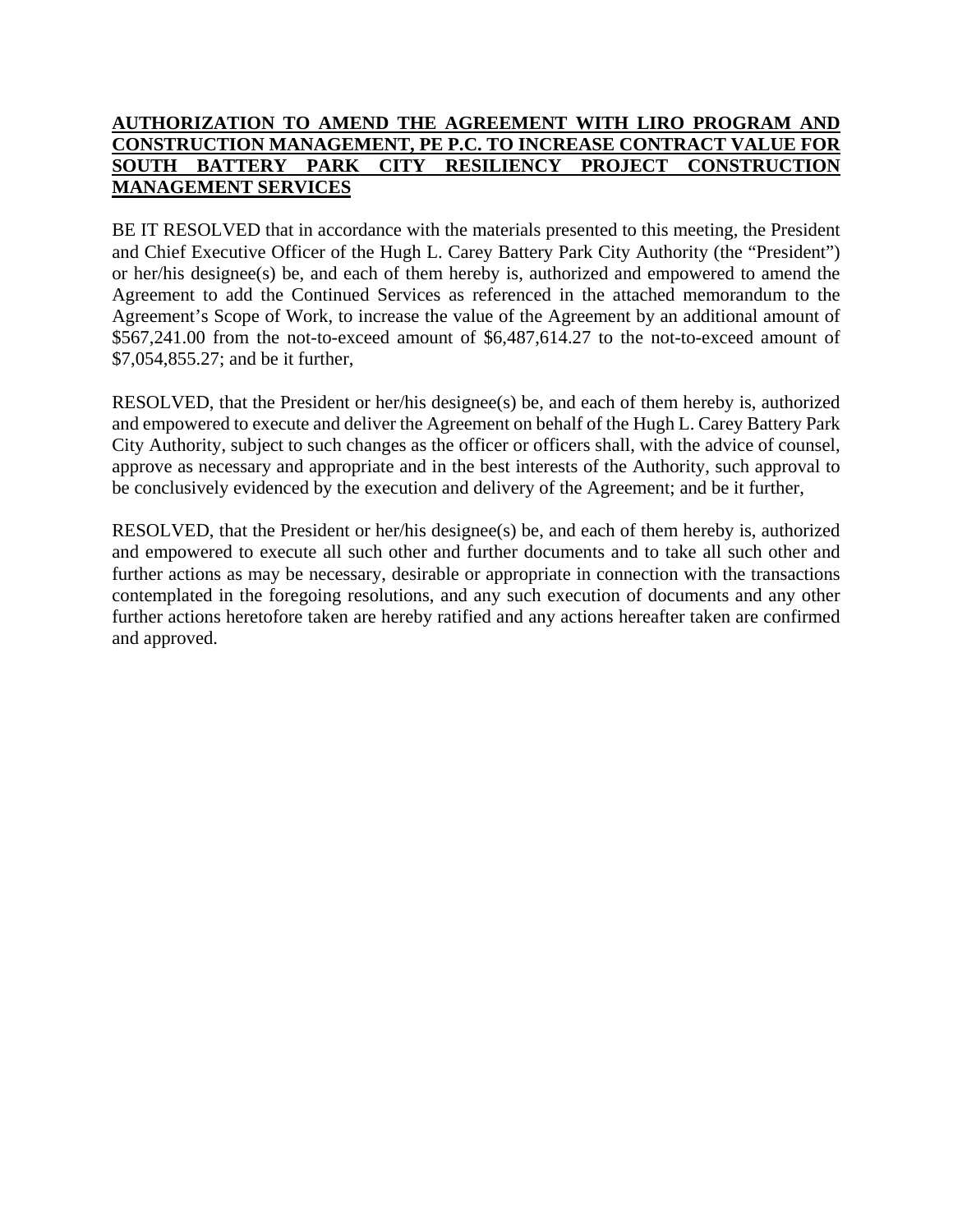**AUTHORIZATION TO AMEND THE AGREEMENT WITH LIRO PROGRAM AND CONSTRUCTION MANAGEMENT, PE P.C. TO INCREASE CONTRACT VALUE FOR SOUTH BATTERY PARK CITY RESILIENCY PROJECT CONSTRUCTION MANAGEMENT SERVICES**

BE IT RESOLVED that in accordance with the materials presented to this meeting, the President and Chief Executive Officer of the Hugh L. Carey Battery Park City Authority (the "President") or her/his designee(s) be, and each of them hereby is, authorized and empowered to amend the Agreement to add the Continued Services as referenced in the attached memorandum to the Agreement's Scope of Work, to increase the value of the Agreement by an additional amount of $567,241.00 from the not-to-exceed amount of $6,487,614.27 to the not-to-exceed amount of $7,054,855.27; and be it further,

RESOLVED, that the President or her/his designee(s) be, and each of them hereby is, authorized and empowered to execute and deliver the Agreement on behalf of the Hugh L. Carey Battery Park City Authority, subject to such changes as the officer or officers shall, with the advice of counsel, approve as necessary and appropriate and in the best interests of the Authority, such approval to be conclusively evidenced by the execution and delivery of the Agreement; and be it further,

RESOLVED, that the President or her/his designee(s) be, and each of them hereby is, authorized and empowered to execute all such other and further documents and to take all such other and further actions as may be necessary, desirable or appropriate in connection with the transactions contemplated in the foregoing resolutions, and any such execution of documents and any other further actions heretofore taken are hereby ratified and any actions hereafter taken are confirmed and approved.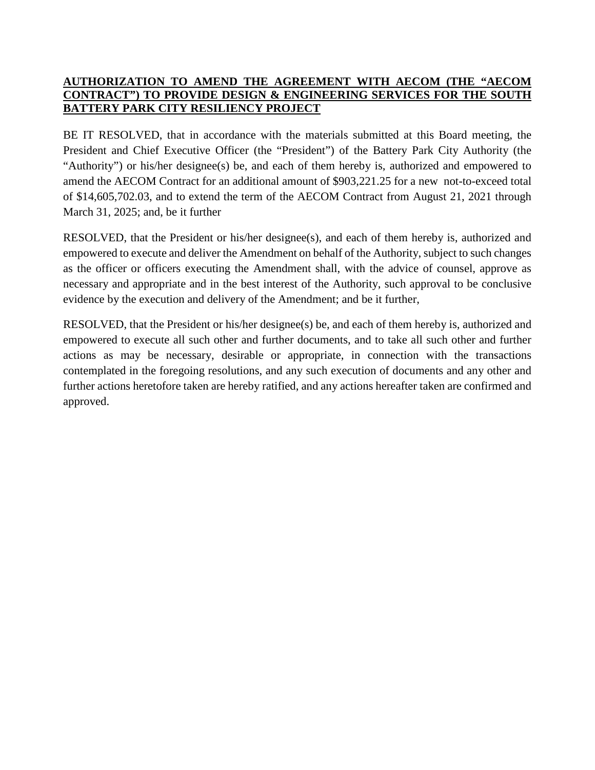**AUTHORIZATION TO AMEND THE AGREEMENT WITH AECOM (THE "AECOM CONTRACT") TO PROVIDE DESIGN & ENGINEERING SERVICES FOR THE SOUTH BATTERY PARK CITY RESILIENCY PROJECT**

BE IT RESOLVED, that in accordance with the materials submitted at this Board meeting, the President and Chief Executive Officer (the "President") of the Battery Park City Authority (the "Authority") or his/her designee(s) be, and each of them hereby is, authorized and empowered to amend the AECOM Contract for an additional amount of $903,221.25 for a new not-to-exceed total of $14,605,702.03, and to extend the term of the AECOM Contract from August 21, 2021 through March 31, 2025; and, be it further

RESOLVED, that the President or his/her designee(s), and each of them hereby is, authorized and empowered to execute and deliver the Amendment on behalf of the Authority, subject to such changes as the officer or officers executing the Amendment shall, with the advice of counsel, approve as necessary and appropriate and in the best interest of the Authority, such approval to be conclusive evidence by the execution and delivery of the Amendment; and be it further,

RESOLVED, that the President or his/her designee(s) be, and each of them hereby is, authorized and empowered to execute all such other and further documents, and to take all such other and further actions as may be necessary, desirable or appropriate, in connection with the transactions contemplated in the foregoing resolutions, and any such execution of documents and any other and further actions heretofore taken are hereby ratified, and any actions hereafter taken are confirmed and approved.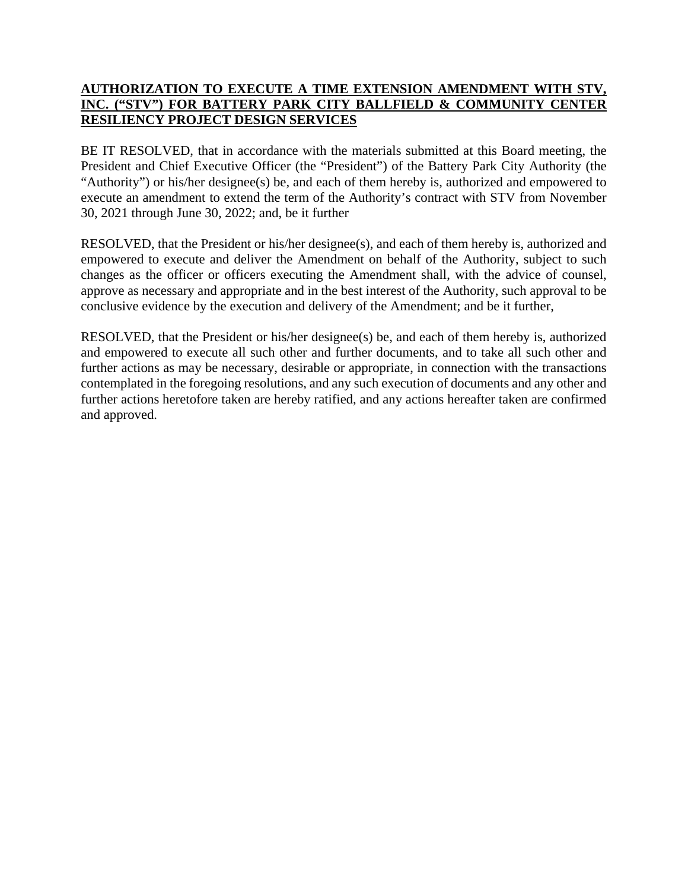**AUTHORIZATION TO EXECUTE A TIME EXTENSION AMENDMENT WITH STV, INC. ("STV") FOR BATTERY PARK CITY BALLFIELD & COMMUNITY CENTER RESILIENCY PROJECT DESIGN SERVICES**

BE IT RESOLVED, that in accordance with the materials submitted at this Board meeting, the President and Chief Executive Officer (the "President") of the Battery Park City Authority (the "Authority") or his/her designee(s) be, and each of them hereby is, authorized and empowered to execute an amendment to extend the term of the Authority's contract with STV from November 30, 2021 through June 30, 2022; and, be it further

RESOLVED, that the President or his/her designee(s), and each of them hereby is, authorized and empowered to execute and deliver the Amendment on behalf of the Authority, subject to such changes as the officer or officers executing the Amendment shall, with the advice of counsel, approve as necessary and appropriate and in the best interest of the Authority, such approval to be conclusive evidence by the execution and delivery of the Amendment; and be it further,

RESOLVED, that the President or his/her designee(s) be, and each of them hereby is, authorized and empowered to execute all such other and further documents, and to take all such other and further actions as may be necessary, desirable or appropriate, in connection with the transactions contemplated in the foregoing resolutions, and any such execution of documents and any other and further actions heretofore taken are hereby ratified, and any actions hereafter taken are confirmed and approved.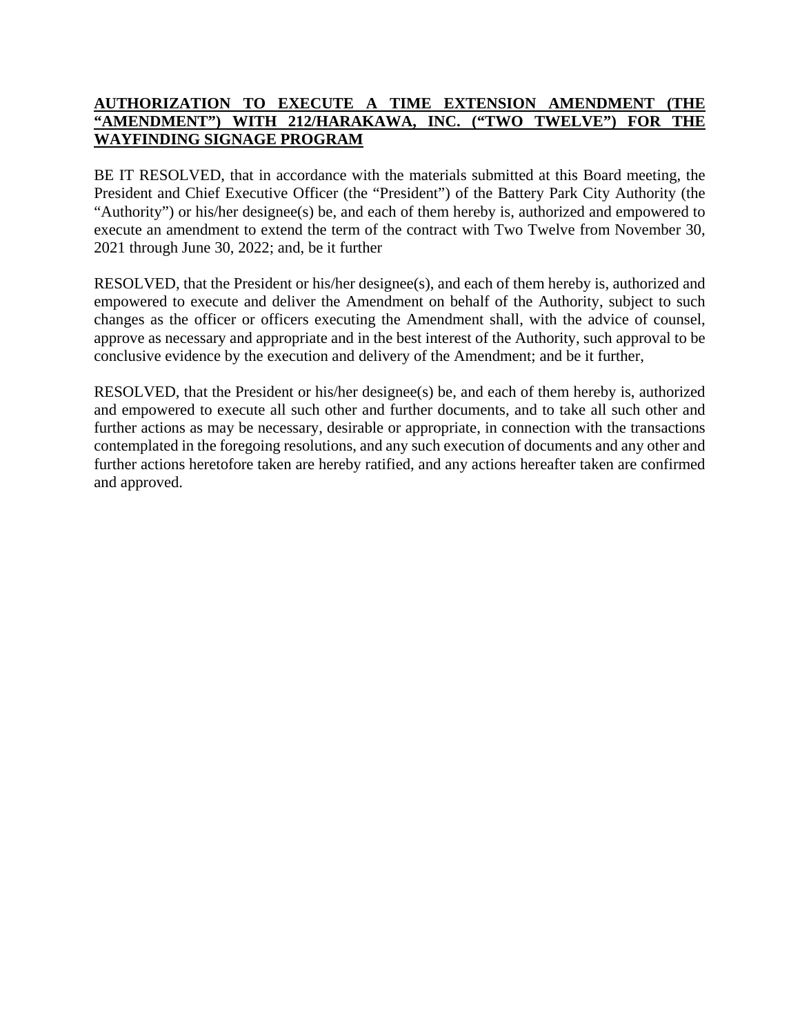**AUTHORIZATION TO EXECUTE A TIME EXTENSION AMENDMENT (THE "AMENDMENT") WITH 212/HARAKAWA, INC. ("TWO TWELVE") FOR THE WAYFINDING SIGNAGE PROGRAM**

BE IT RESOLVED, that in accordance with the materials submitted at this Board meeting, the President and Chief Executive Officer (the "President") of the Battery Park City Authority (the "Authority") or his/her designee(s) be, and each of them hereby is, authorized and empowered to execute an amendment to extend the term of the contract with Two Twelve from November 30, 2021 through June 30, 2022; and, be it further

RESOLVED, that the President or his/her designee(s), and each of them hereby is, authorized and empowered to execute and deliver the Amendment on behalf of the Authority, subject to such changes as the officer or officers executing the Amendment shall, with the advice of counsel, approve as necessary and appropriate and in the best interest of the Authority, such approval to be conclusive evidence by the execution and delivery of the Amendment; and be it further,

RESOLVED, that the President or his/her designee(s) be, and each of them hereby is, authorized and empowered to execute all such other and further documents, and to take all such other and further actions as may be necessary, desirable or appropriate, in connection with the transactions contemplated in the foregoing resolutions, and any such execution of documents and any other and further actions heretofore taken are hereby ratified, and any actions hereafter taken are confirmed and approved.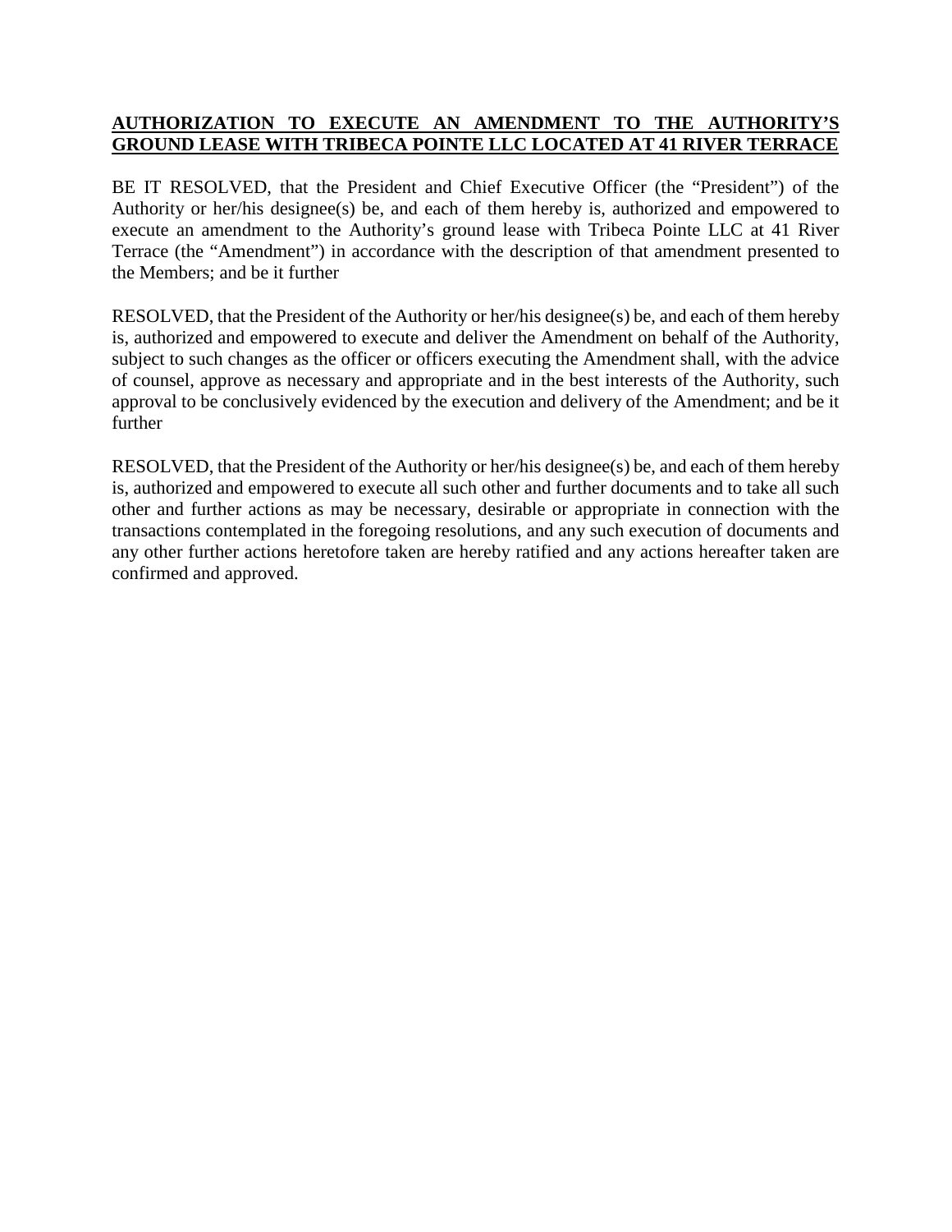**AUTHORIZATION TO EXECUTE AN AMENDMENT TO THE AUTHORITY'S GROUND LEASE WITH TRIBECA POINTE LLC LOCATED AT 41 RIVER TERRACE**

BE IT RESOLVED, that the President and Chief Executive Officer (the "President") of the Authority or her/his designee(s) be, and each of them hereby is, authorized and empowered to execute an amendment to the Authority's ground lease with Tribeca Pointe LLC at 41 River Terrace (the "Amendment") in accordance with the description of that amendment presented to the Members; and be it further

RESOLVED, that the President of the Authority or her/his designee(s) be, and each of them hereby is, authorized and empowered to execute and deliver the Amendment on behalf of the Authority, subject to such changes as the officer or officers executing the Amendment shall, with the advice of counsel, approve as necessary and appropriate and in the best interests of the Authority, such approval to be conclusively evidenced by the execution and delivery of the Amendment; and be it further

RESOLVED, that the President of the Authority or her/his designee(s) be, and each of them hereby is, authorized and empowered to execute all such other and further documents and to take all such other and further actions as may be necessary, desirable or appropriate in connection with the transactions contemplated in the foregoing resolutions, and any such execution of documents and any other further actions heretofore taken are hereby ratified and any actions hereafter taken are confirmed and approved.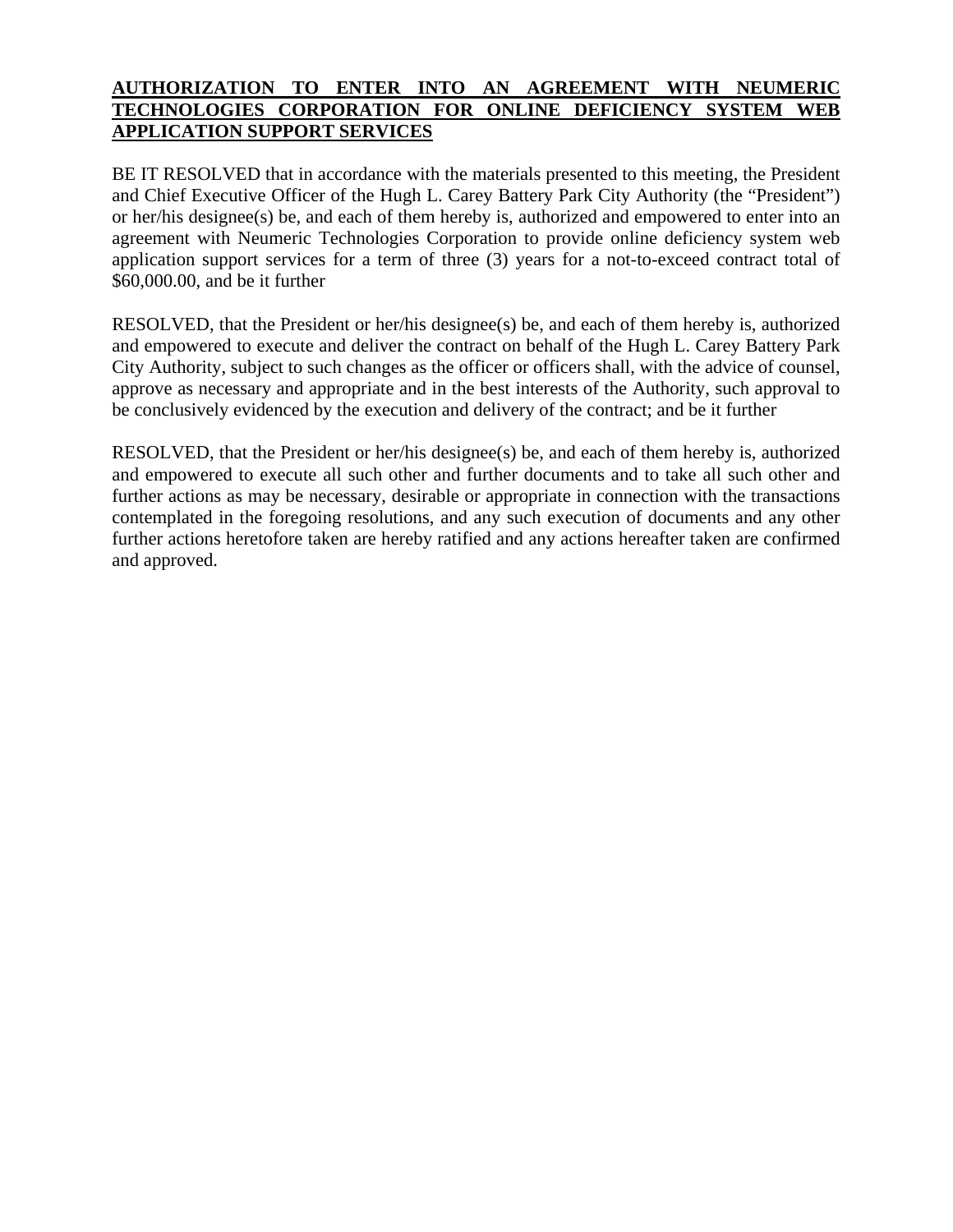**AUTHORIZATION TO ENTER INTO AN AGREEMENT WITH NEUMERIC TECHNOLOGIES CORPORATION FOR ONLINE DEFICIENCY SYSTEM WEB APPLICATION SUPPORT SERVICES**

BE IT RESOLVED that in accordance with the materials presented to this meeting, the President and Chief Executive Officer of the Hugh L. Carey Battery Park City Authority (the "President") or her/his designee(s) be, and each of them hereby is, authorized and empowered to enter into an agreement with Neumeric Technologies Corporation to provide online deficiency system web application support services for a term of three (3) years for a not-to-exceed contract total of $60,000.00, and be it further

RESOLVED, that the President or her/his designee(s) be, and each of them hereby is, authorized and empowered to execute and deliver the contract on behalf of the Hugh L. Carey Battery Park City Authority, subject to such changes as the officer or officers shall, with the advice of counsel, approve as necessary and appropriate and in the best interests of the Authority, such approval to be conclusively evidenced by the execution and delivery of the contract; and be it further

RESOLVED, that the President or her/his designee(s) be, and each of them hereby is, authorized and empowered to execute all such other and further documents and to take all such other and further actions as may be necessary, desirable or appropriate in connection with the transactions contemplated in the foregoing resolutions, and any such execution of documents and any other further actions heretofore taken are hereby ratified and any actions hereafter taken are confirmed and approved.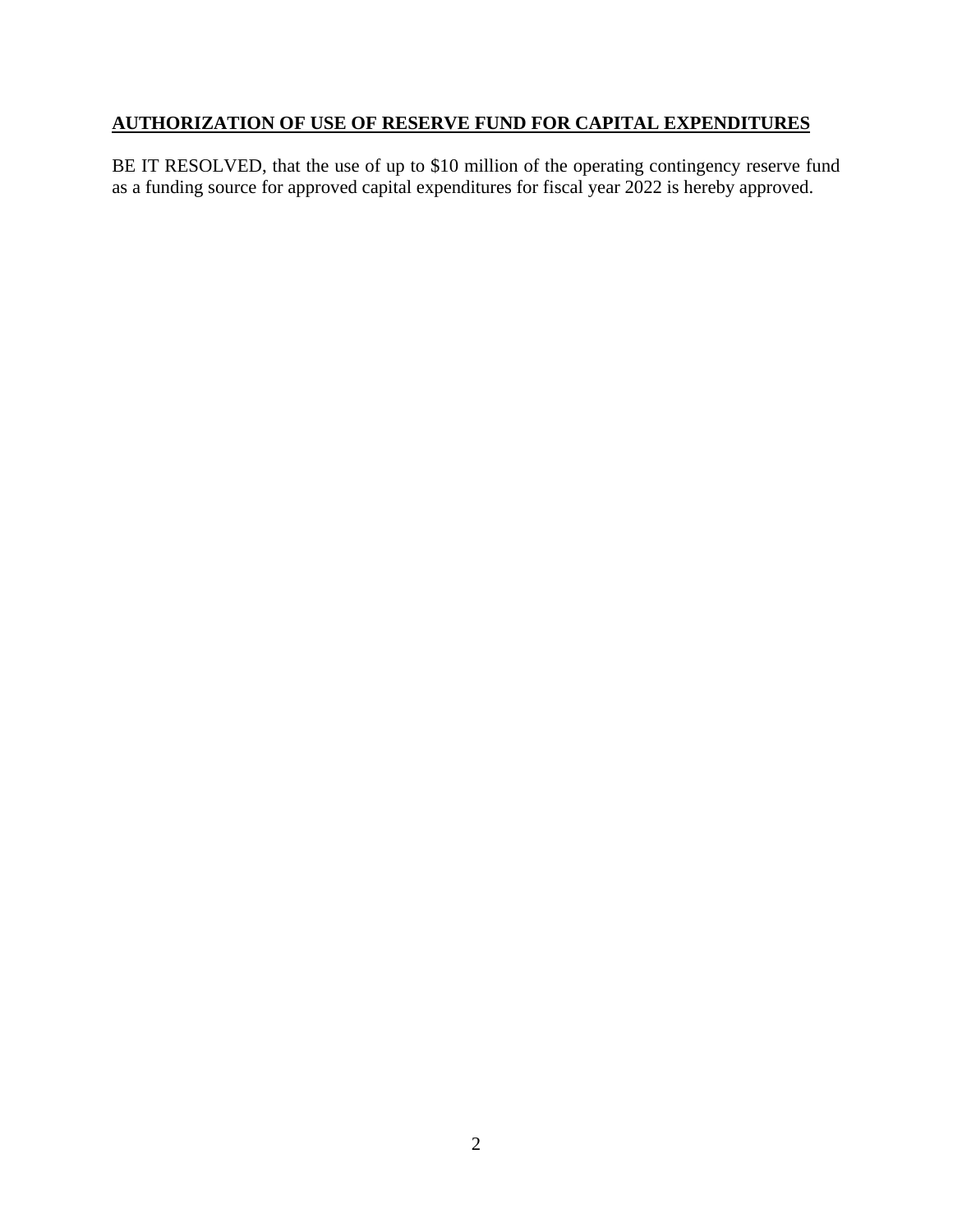**AUTHORIZATION OF USE OF RESERVE FUND FOR CAPITAL EXPENDITURES**

BE IT RESOLVED, that the use of up to $10 million of the operating contingency reserve fund as a funding source for approved capital expenditures for fiscal year 2022 is hereby approved.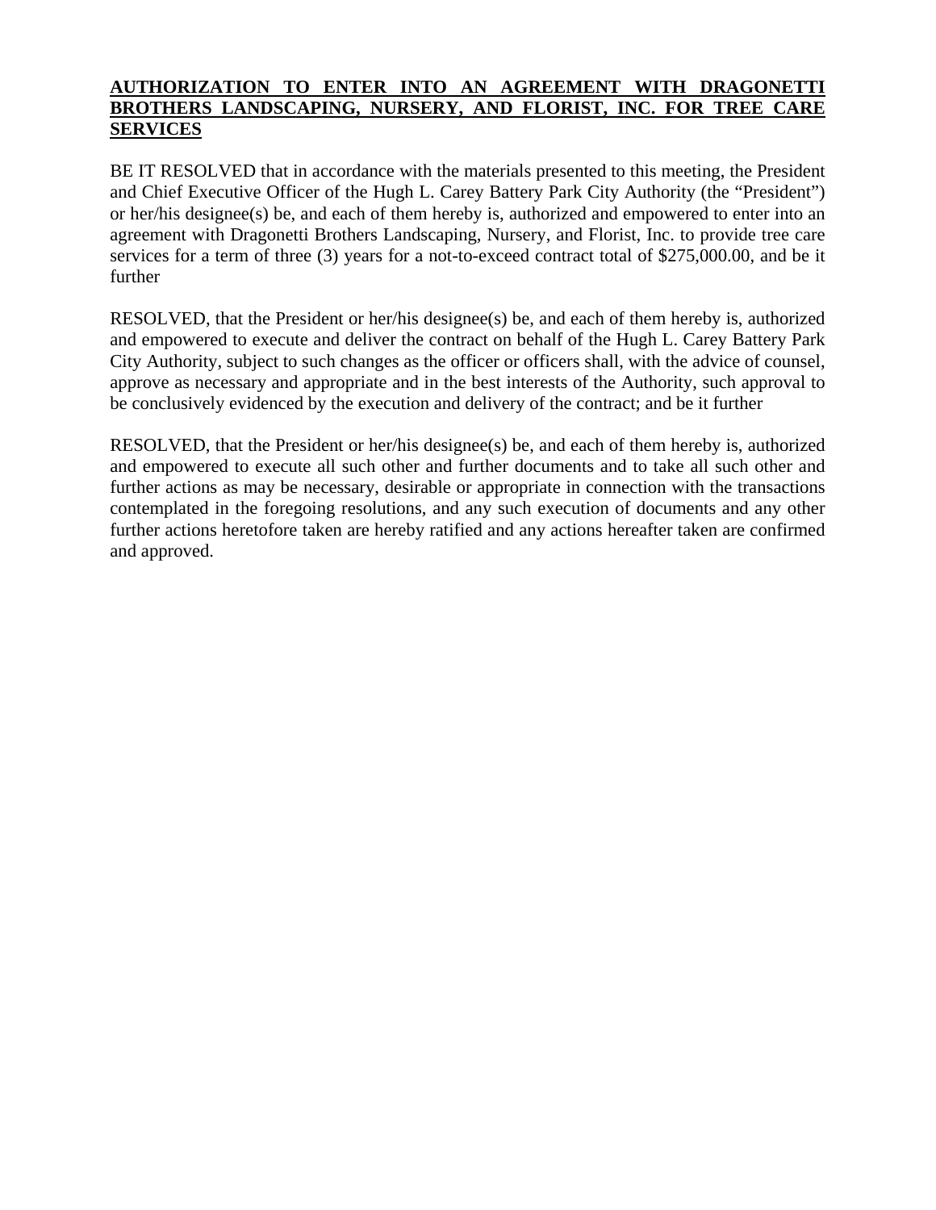**AUTHORIZATION TO ENTER INTO AN AGREEMENT WITH DRAGONETTI BROTHERS LANDSCAPING, NURSERY, AND FLORIST, INC. FOR TREE CARE SERVICES**

BE IT RESOLVED that in accordance with the materials presented to this meeting, the President and Chief Executive Officer of the Hugh L. Carey Battery Park City Authority (the "President") or her/his designee(s) be, and each of them hereby is, authorized and empowered to enter into an agreement with Dragonetti Brothers Landscaping, Nursery, and Florist, Inc. to provide tree care services for a term of three (3) years for a not-to-exceed contract total of $275,000.00, and be it further

RESOLVED, that the President or her/his designee(s) be, and each of them hereby is, authorized and empowered to execute and deliver the contract on behalf of the Hugh L. Carey Battery Park City Authority, subject to such changes as the officer or officers shall, with the advice of counsel, approve as necessary and appropriate and in the best interests of the Authority, such approval to be conclusively evidenced by the execution and delivery of the contract; and be it further

RESOLVED, that the President or her/his designee(s) be, and each of them hereby is, authorized and empowered to execute all such other and further documents and to take all such other and further actions as may be necessary, desirable or appropriate in connection with the transactions contemplated in the foregoing resolutions, and any such execution of documents and any other further actions heretofore taken are hereby ratified and any actions hereafter taken are confirmed and approved.